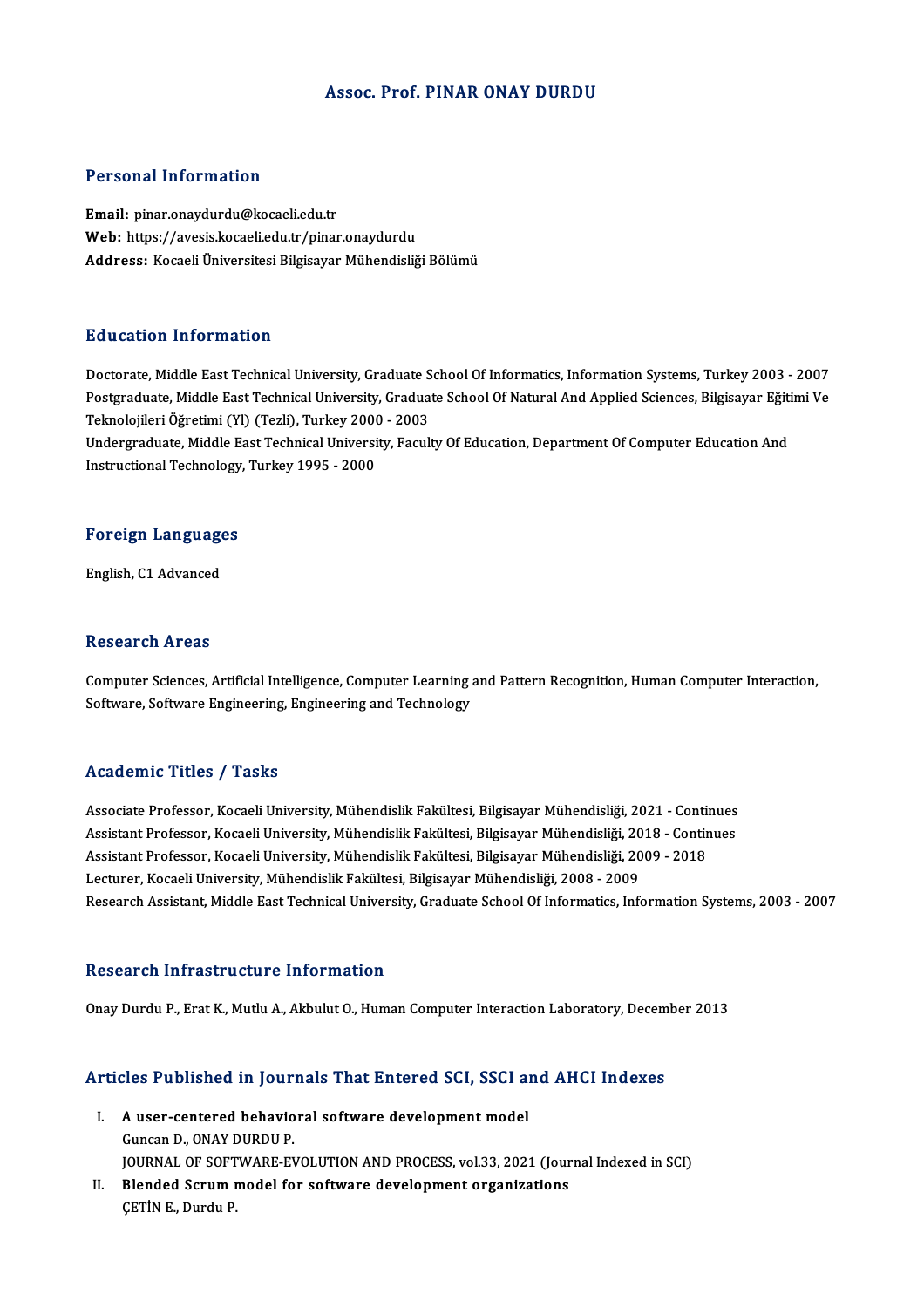# Assoc. Prof. PINAR ONAY DURDU

## Personal Information

**Email:** pinar.onaydurdu@kocaeli.edu.tr
**Web:** https://avesis.kocaeli.edu.tr/pinar.onaydurdu
**Address:** Kocaeli Üniversitesi Bilgisayar Mühendisliği Bölümü

## Education Information

Doctorate, Middle East Technical University, Graduate School Of Informatics, Information Systems, Turkey 2003 - 2007
Postgraduate, Middle East Technical University, Graduate School Of Natural And Applied Sciences, Bilgisayar Eğitimi Ve Teknolojileri Öğretimi (Yl) (Tezli), Turkey 2000 - 2003
Undergraduate, Middle East Technical University, Faculty Of Education, Department Of Computer Education And Instructional Technology, Turkey 1995 - 2000

## Foreign Languages

English, C1 Advanced

## Research Areas

Computer Sciences, Artificial Intelligence, Computer Learning and Pattern Recognition, Human Computer Interaction, Software, Software Engineering, Engineering and Technology

## Academic Titles / Tasks

Associate Professor, Kocaeli University, Mühendislik Fakültesi, Bilgisayar Mühendisliği, 2021 - Continues
Assistant Professor, Kocaeli University, Mühendislik Fakültesi, Bilgisayar Mühendisliği, 2018 - Continues
Assistant Professor, Kocaeli University, Mühendislik Fakültesi, Bilgisayar Mühendisliği, 2009 - 2018
Lecturer, Kocaeli University, Mühendislik Fakültesi, Bilgisayar Mühendisliği, 2008 - 2009
Research Assistant, Middle East Technical University, Graduate School Of Informatics, Information Systems, 2003 - 2007

## Research Infrastructure Information

Onay Durdu P., Erat K., Mutlu A., Akbulut O., Human Computer Interaction Laboratory, December 2013

## Articles Published in Journals That Entered SCI, SSCI and AHCI Indexes

I. **A user-centered behavioral software development model**
Guncan D., ONAY DURDU P.
JOURNAL OF SOFTWARE-EVOLUTION AND PROCESS, vol.33, 2021 (Journal Indexed in SCI)

II. **Blended Scrum model for software development organizations**
ÇETİN E., Durdu P.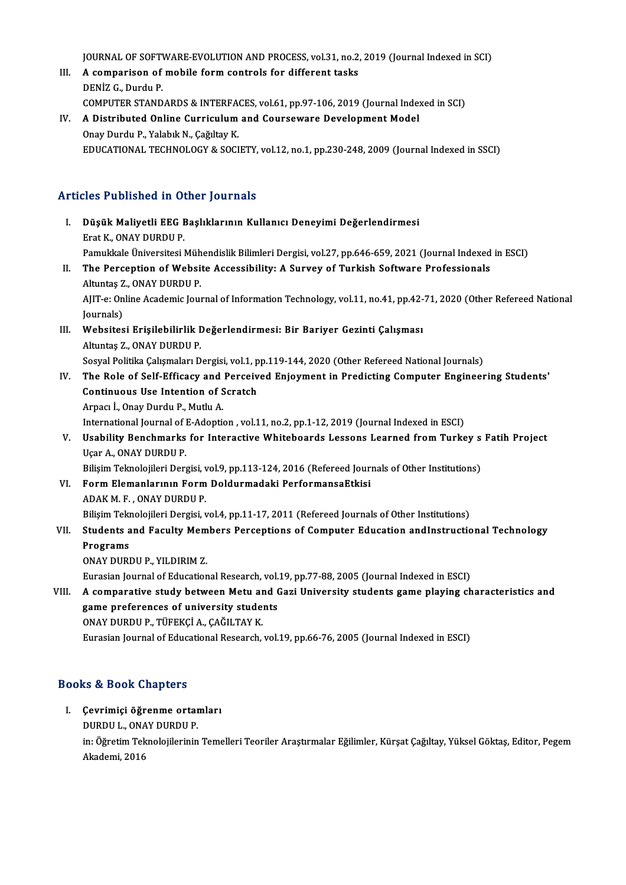JOURNAL OF SOFTWARE-EVOLUTION AND PROCESS, vol.31, no.2, 2019 (Journal Indexed in SCI)

III. **A comparison of mobile form controls for different tasks**
DENİZ G., Durdu P.
COMPUTER STANDARDS & INTERFACES, vol.61, pp.97-106, 2019 (Journal Indexed in SCI)

IV. **A Distributed Online Curriculum and Courseware Development Model**
Onay Durdu P., Yalabık N., Çağıltay K.
EDUCATIONAL TECHNOLOGY & SOCIETY, vol.12, no.1, pp.230-248, 2009 (Journal Indexed in SSCI)

## Articles Published in Other Journals

I. **Düşük Maliyetli EEG Başlıklarının Kullanıcı Deneyimi Değerlendirmesi**
Erat K., ONAY DURDU P.
Pamukkale Üniversitesi Mühendislik Bilimleri Dergisi, vol.27, pp.646-659, 2021 (Journal Indexed in ESCI)

II. **The Perception of Website Accessibility: A Survey of Turkish Software Professionals**
Altuntaş Z., ONAY DURDU P.
AJIT-e: Online Academic Journal of Information Technology, vol.11, no.41, pp.42-71, 2020 (Other Refereed National Journals)

III. **Websitesi Erişilebilirlik Değerlendirmesi: Bir Bariyer Gezinti Çalışması**
Altuntaş Z., ONAY DURDU P.
Sosyal Politika Çalışmaları Dergisi, vol.1, pp.119-144, 2020 (Other Refereed National Journals)

IV. **The Role of Self-Efficacy and Perceived Enjoyment in Predicting Computer Engineering Students' Continuous Use Intention of Scratch**
Arpacı İ., Onay Durdu P., Mutlu A.
International Journal of E-Adoption , vol.11, no.2, pp.1-12, 2019 (Journal Indexed in ESCI)

V. **Usability Benchmarks for Interactive Whiteboards Lessons Learned from Turkey s Fatih Project**
Uçar A., ONAY DURDU P.
Bilişim Teknolojileri Dergisi, vol.9, pp.113-124, 2016 (Refereed Journals of Other Institutions)

VI. **Form Elemanlarının Form Doldurmadaki PerformansaEtkisi**
ADAK M. F. , ONAY DURDU P.
Bilişim Teknolojileri Dergisi, vol.4, pp.11-17, 2011 (Refereed Journals of Other Institutions)

VII. **Students and Faculty Members Perceptions of Computer Education andInstructional Technology Programs**
ONAY DURDU P., YILDIRIM Z.
Eurasian Journal of Educational Research, vol.19, pp.77-88, 2005 (Journal Indexed in ESCI)

VIII. **A comparative study between Metu and Gazi University students game playing characteristics and game preferences of university students**
ONAY DURDU P., TÜFEKÇİ A., ÇAĞILTAY K.
Eurasian Journal of Educational Research, vol.19, pp.66-76, 2005 (Journal Indexed in ESCI)

## Books & Book Chapters

I. **Çevrimiçi öğrenme ortamları**
DURDU L., ONAY DURDU P.
in: Öğretim Teknolojilerinin Temelleri Teoriler Araştırmalar Eğilimler, Kürşat Çağıltay, Yüksel Göktaş, Editor, Pegem Akademi, 2016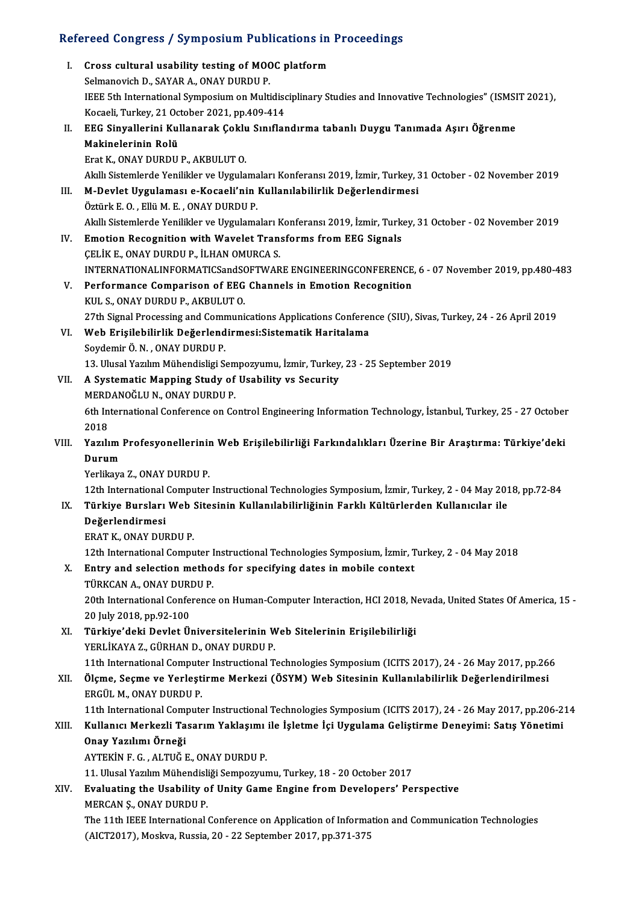## Refereed Congress / Symposium Publications in Proceedings

I. **Cross cultural usability testing of MOOC platform**
Selmanovich D., SAYAR A., ONAY DURDU P.
IEEE 5th International Symposium on Multidisciplinary Studies and Innovative Technologies" (ISMSIT 2021), Kocaeli, Turkey, 21 October 2021, pp.409-414

II. **EEG Sinyallerini Kullanarak Çoklu Sınıflandırma tabanlı Duygu Tanımada Aşırı Öğrenme Makinelerinin Rolü**
Erat K., ONAY DURDU P., AKBULUT O.
Akıllı Sistemlerde Yenilikler ve Uygulamaları Konferansı 2019, İzmir, Turkey, 31 October - 02 November 2019

III. **M-Devlet Uygulaması e-Kocaeli'nin Kullanılabilirlik Değerlendirmesi**
Öztürk E. O. , Ellü M. E. , ONAY DURDU P.
Akıllı Sistemlerde Yenilikler ve Uygulamaları Konferansı 2019, İzmir, Turkey, 31 October - 02 November 2019

IV. **Emotion Recognition with Wavelet Transforms from EEG Signals**
ÇELİK E., ONAY DURDU P., İLHAN OMURCA S.
INTERNATIONALINFORMATICSandSOFTWARE ENGINEERINGCONFERENCE, 6 - 07 November 2019, pp.480-483

V. **Performance Comparison of EEG Channels in Emotion Recognition**
KUL S., ONAY DURDU P., AKBULUT O.
27th Signal Processing and Communications Applications Conference (SIU), Sivas, Turkey, 24 - 26 April 2019

VI. **Web Erişilebilirlik Değerlendirmesi:Sistematik Haritalama**
Soydemir Ö. N. , ONAY DURDU P.
13. Ulusal Yazılım Mühendisligi Sempozyumu, İzmir, Turkey, 23 - 25 September 2019

VII. **A Systematic Mapping Study of Usability vs Security**
MERDANOĞLU N., ONAY DURDU P.
6th International Conference on Control Engineering Information Technology, İstanbul, Turkey, 25 - 27 October 2018

VIII. **Yazılım Profesyonellerinin Web Erişilebilirliği Farkındalıkları Üzerine Bir Araştırma: Türkiye'deki Durum**
Yerlikaya Z., ONAY DURDU P.
12th International Computer Instructional Technologies Symposium, İzmir, Turkey, 2 - 04 May 2018, pp.72-84

IX. **Türkiye Bursları Web Sitesinin Kullanılabilirliğinin Farklı Kültürlerden Kullanıcılar ile Değerlendirmesi**
ERAT K., ONAY DURDU P.
12th International Computer Instructional Technologies Symposium, İzmir, Turkey, 2 - 04 May 2018

X. **Entry and selection methods for specifying dates in mobile context**
TÜRKCAN A., ONAY DURDU P.
20th International Conference on Human-Computer Interaction, HCI 2018, Nevada, United States Of America, 15 - 20 July 2018, pp.92-100

XI. **Türkiye'deki Devlet Üniversitelerinin Web Sitelerinin Erişilebilirliği**
YERLİKAYA Z., GÜRHAN D., ONAY DURDU P.
11th International Computer Instructional Technologies Symposium (ICITS 2017), 24 - 26 May 2017, pp.266

XII. **Ölçme, Seçme ve Yerleştirme Merkezi (ÖSYM) Web Sitesinin Kullanılabilirlik Değerlendirilmesi**
ERGÜL M., ONAY DURDU P.
11th International Computer Instructional Technologies Symposium (ICITS 2017), 24 - 26 May 2017, pp.206-214

XIII. **Kullanıcı Merkezli Tasarım Yaklaşımı ile İşletme İçi Uygulama Geliştirme Deneyimi: Satış Yönetimi Onay Yazılımı Örneği**
AYTEKİN F. G. , ALTUĞ E., ONAY DURDU P.
11. Ulusal Yazılım Mühendisliği Sempozyumu, Turkey, 18 - 20 October 2017

XIV. **Evaluating the Usability of Unity Game Engine from Developers' Perspective**
MERCAN Ş., ONAY DURDU P.
The 11th IEEE International Conference on Application of Information and Communication Technologies (AICT2017), Moskva, Russia, 20 - 22 September 2017, pp.371-375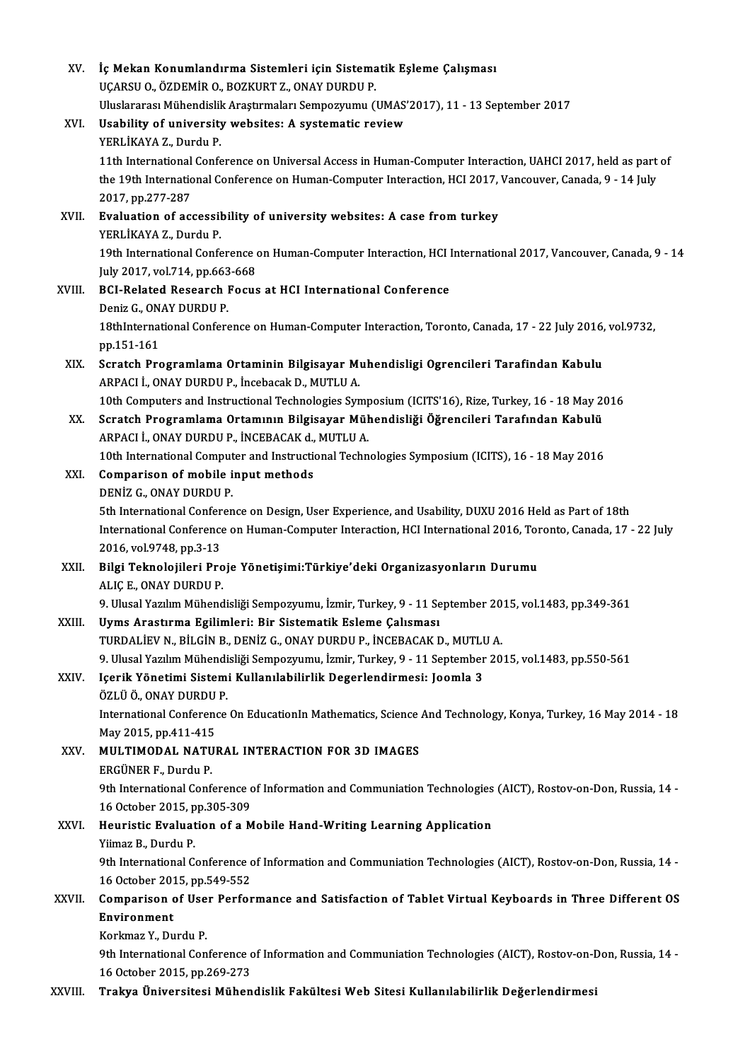XV. **İç Mekan Konumlandırma Sistemleri için Sistematik Eşleme Çalışması**
UÇARSU O., ÖZDEMİR O., BOZKURT Z., ONAY DURDU P.
Uluslararası Mühendislik Araştırmaları Sempozyumu (UMAS'2017), 11 - 13 September 2017

XVI. **Usability of university websites: A systematic review**
YERLİKAYA Z., Durdu P.
11th International Conference on Universal Access in Human-Computer Interaction, UAHCI 2017, held as part of the 19th International Conference on Human-Computer Interaction, HCI 2017, Vancouver, Canada, 9 - 14 July 2017, pp.277-287

XVII. **Evaluation of accessibility of university websites: A case from turkey**
YERLİKAYA Z., Durdu P.
19th International Conference on Human-Computer Interaction, HCI International 2017, Vancouver, Canada, 9 - 14 July 2017, vol.714, pp.663-668

XVIII. **BCI-Related Research Focus at HCI International Conference**
Deniz G., ONAY DURDU P.
18thInternational Conference on Human-Computer Interaction, Toronto, Canada, 17 - 22 July 2016, vol.9732, pp.151-161

XIX. **Scratch Programlama Ortaminin Bilgisayar Muhendisligi Ogrencileri Tarafindan Kabulu**
ARPACI İ., ONAY DURDU P., İncebacak D., MUTLU A.
10th Computers and Instructional Technologies Symposium (ICITS'16), Rize, Turkey, 16 - 18 May 2016

XX. **Scratch Programlama Ortamının Bilgisayar Mühendisliği Öğrencileri Tarafından Kabulü**
ARPACI İ., ONAY DURDU P., İNCEBACAK d., MUTLU A.
10th International Computer and Instructional Technologies Symposium (ICITS), 16 - 18 May 2016

XXI. **Comparison of mobile input methods**
DENİZ G., ONAY DURDU P.
5th International Conference on Design, User Experience, and Usability, DUXU 2016 Held as Part of 18th International Conference on Human-Computer Interaction, HCI International 2016, Toronto, Canada, 17 - 22 July 2016, vol.9748, pp.3-13

XXII. **Bilgi Teknolojileri Proje Yönetişimi:Türkiye'deki Organizasyonların Durumu**
ALIÇ E., ONAY DURDU P.
9. Ulusal Yazılım Mühendisliği Sempozyumu, İzmir, Turkey, 9 - 11 September 2015, vol.1483, pp.349-361

XXIII. **Uyms Arastırma Egilimleri: Bir Sistematik Esleme Çalısması**
TURDALİEV N., BİLGİN B., DENİZ G., ONAY DURDU P., İNCEBACAK D., MUTLU A.
9. Ulusal Yazılım Mühendisliği Sempozyumu, İzmir, Turkey, 9 - 11 September 2015, vol.1483, pp.550-561

XXIV. **Içerik Yönetimi Sistemi Kullanılabilirlik Degerlendirmesi: Joomla 3**
ÖZLÜ Ö., ONAY DURDU P.
International Conference On EducationIn Mathematics, Science And Technology, Konya, Turkey, 16 May 2014 - 18 May 2015, pp.411-415

XXV. **MULTIMODAL NATURAL INTERACTION FOR 3D IMAGES**
ERGÜNER F., Durdu P.
9th International Conference of Information and Communiation Technologies (AICT), Rostov-on-Don, Russia, 14 - 16 October 2015, pp.305-309

XXVI. **Heuristic Evaluation of a Mobile Hand-Writing Learning Application**
Yiimaz B., Durdu P.
9th International Conference of Information and Communiation Technologies (AICT), Rostov-on-Don, Russia, 14 - 16 October 2015, pp.549-552

XXVII. **Comparison of User Performance and Satisfaction of Tablet Virtual Keyboards in Three Different OS Environment**
Korkmaz Y., Durdu P.
9th International Conference of Information and Communiation Technologies (AICT), Rostov-on-Don, Russia, 14 - 16 October 2015, pp.269-273

XXVIII. **Trakya Üniversitesi Mühendislik Fakültesi Web Sitesi Kullanılabilirlik Değerlendirmesi**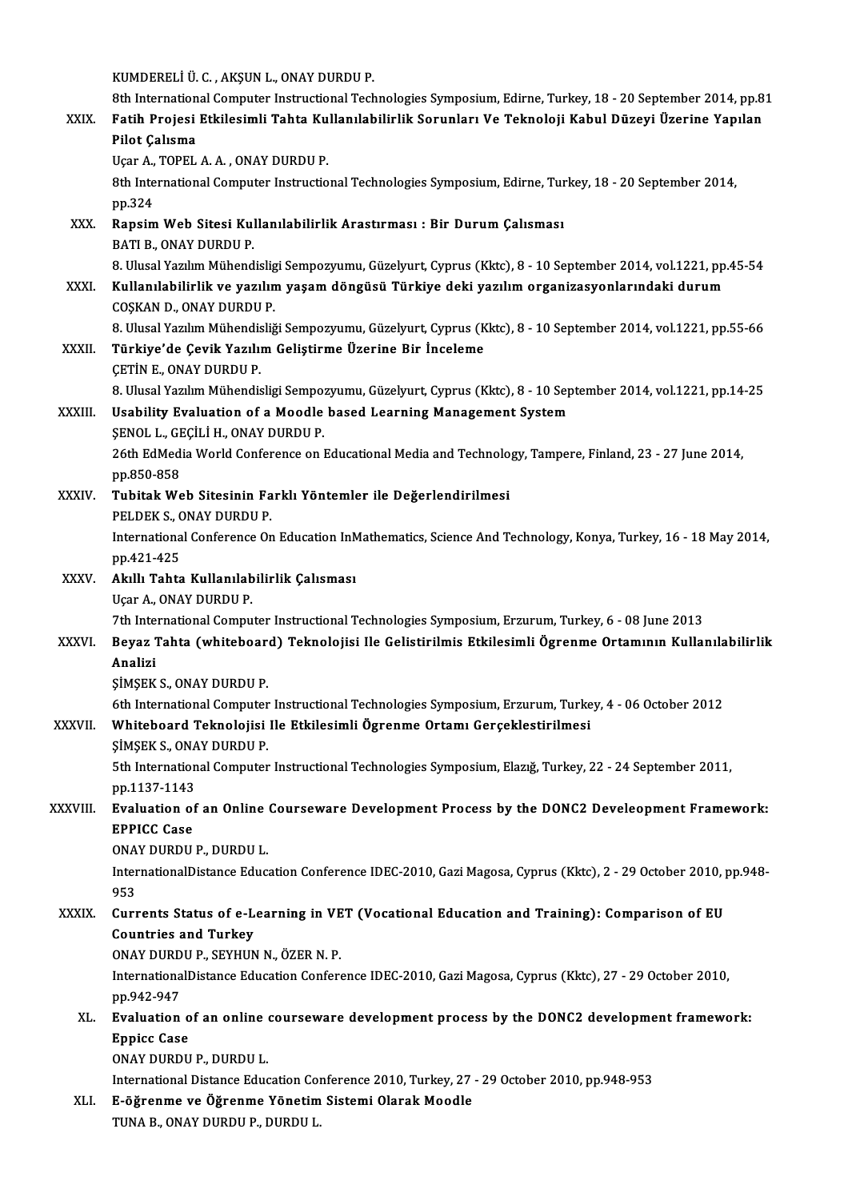KUMDERELİ Ü. C. , AKŞUN L., ONAY DURDU P.
8th International Computer Instructional Technologies Symposium, Edirne, Turkey, 18 - 20 September 2014, pp.81

XXIX. **Fatih Projesi Etkilesimli Tahta Kullanılabilirlik Sorunları Ve Teknoloji Kabul Düzeyi Üzerine Yapılan Pilot Çalısma**
Uçar A., TOPEL A. A. , ONAY DURDU P.
8th International Computer Instructional Technologies Symposium, Edirne, Turkey, 18 - 20 September 2014, pp.324

XXX. **Rapsim Web Sitesi Kullanılabilirlik Arastırması : Bir Durum Çalısması**
BATI B., ONAY DURDU P.
8. Ulusal Yazılım Mühendisligi Sempozyumu, Güzelyurt, Cyprus (Kktc), 8 - 10 September 2014, vol.1221, pp.45-54

XXXI. **Kullanılabilirlik ve yazılım yaşam döngüsü Türkiye deki yazılım organizasyonlarındaki durum**
COŞKAN D., ONAY DURDU P.
8. Ulusal Yazılım Mühendisliği Sempozyumu, Güzelyurt, Cyprus (Kktc), 8 - 10 September 2014, vol.1221, pp.55-66

XXXII. **Türkiye'de Çevik Yazılım Geliştirme Üzerine Bir İnceleme**
ÇETİN E., ONAY DURDU P.
8. Ulusal Yazılım Mühendisligi Sempozyumu, Güzelyurt, Cyprus (Kktc), 8 - 10 September 2014, vol.1221, pp.14-25

XXXIII. **Usability Evaluation of a Moodle based Learning Management System**
ŞENOL L., GEÇİLİ H., ONAY DURDU P.
26th EdMedia World Conference on Educational Media and Technology, Tampere, Finland, 23 - 27 June 2014, pp.850-858

XXXIV. **Tubitak Web Sitesinin Farklı Yöntemler ile Değerlendirilmesi**
PELDEK S., ONAY DURDU P.
International Conference On Education InMathematics, Science And Technology, Konya, Turkey, 16 - 18 May 2014, pp.421-425

XXXV. **Akıllı Tahta Kullanılabilirlik Çalısması**
Uçar A., ONAY DURDU P.
7th International Computer Instructional Technologies Symposium, Erzurum, Turkey, 6 - 08 June 2013

XXXVI. **Beyaz Tahta (whiteboard) Teknolojisi Ile Gelistirilmis Etkilesimli Ögrenme Ortamının Kullanılabilirlik Analizi**
ŞİMŞEK S., ONAY DURDU P.
6th International Computer Instructional Technologies Symposium, Erzurum, Turkey, 4 - 06 October 2012

XXXVII. **Whiteboard Teknolojisi Ile Etkilesimli Ögrenme Ortamı Gerçeklestirilmesi**
ŞİMŞEK S., ONAY DURDU P.
5th International Computer Instructional Technologies Symposium, Elazığ, Turkey, 22 - 24 September 2011, pp.1137-1143

XXXVIII. **Evaluation of an Online Courseware Development Process by the DONC2 Develeopment Framework: EPPICC Case**
ONAY DURDU P., DURDU L.
InternationalDistance Education Conference IDEC-2010, Gazi Magosa, Cyprus (Kktc), 2 - 29 October 2010, pp.948-953

XXXIX. **Currents Status of e-Learning in VET (Vocational Education and Training): Comparison of EU Countries and Turkey**
ONAY DURDU P., SEYHUN N., ÖZER N. P.
InternationalDistance Education Conference IDEC-2010, Gazi Magosa, Cyprus (Kktc), 27 - 29 October 2010, pp.942-947

XL. **Evaluation of an online courseware development process by the DONC2 development framework: Eppicc Case**
ONAY DURDU P., DURDU L.
International Distance Education Conference 2010, Turkey, 27 - 29 October 2010, pp.948-953

XLI. **E-öğrenme ve Öğrenme Yönetim Sistemi Olarak Moodle**
TUNA B., ONAY DURDU P., DURDU L.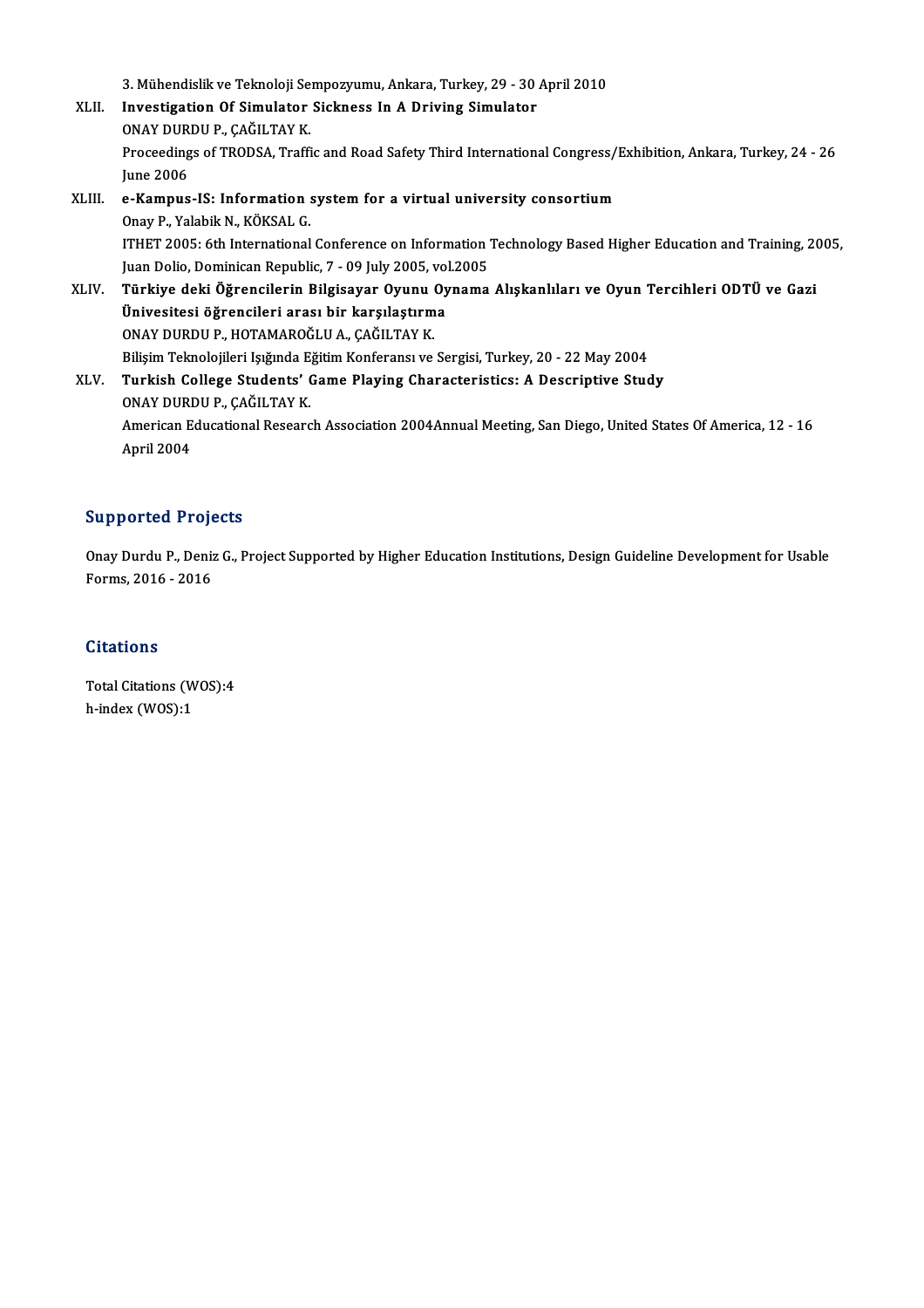3. Mühendislik ve Teknoloji Sempozyumu, Ankara, Turkey, 29 - 30 April 2010

XLII. **Investigation Of Simulator Sickness In A Driving Simulator**
ONAY DURDU P., ÇAĞILTAY K.
Proceedings of TRODSA, Traffic and Road Safety Third International Congress/Exhibition, Ankara, Turkey, 24 - 26 June 2006

XLIII. **e-Kampus-IS: Information system for a virtual university consortium**
Onay P., Yalabik N., KÖKSAL G.
ITHET 2005: 6th International Conference on Information Technology Based Higher Education and Training, 2005, Juan Dolio, Dominican Republic, 7 - 09 July 2005, vol.2005

XLIV. **Türkiye deki Öğrencilerin Bilgisayar Oyunu Oynama Alışkanlıları ve Oyun Tercihleri ODTÜ ve Gazi Ünivesitesi öğrencileri arası bir karşılaştırma**
ONAY DURDU P., HOTAMAROĞLU A., ÇAĞILTAY K.
Bilişim Teknolojileri Işığında Eğitim Konferansı ve Sergisi, Turkey, 20 - 22 May 2004

XLV. **Turkish College Students' Game Playing Characteristics: A Descriptive Study**
ONAY DURDU P., ÇAĞILTAY K.
American Educational Research Association 2004Annual Meeting, San Diego, United States Of America, 12 - 16 April 2004

## Supported Projects

Onay Durdu P., Deniz G., Project Supported by Higher Education Institutions, Design Guideline Development for Usable Forms, 2016 - 2016

## Citations

Total Citations (WOS):4
h-index (WOS):1